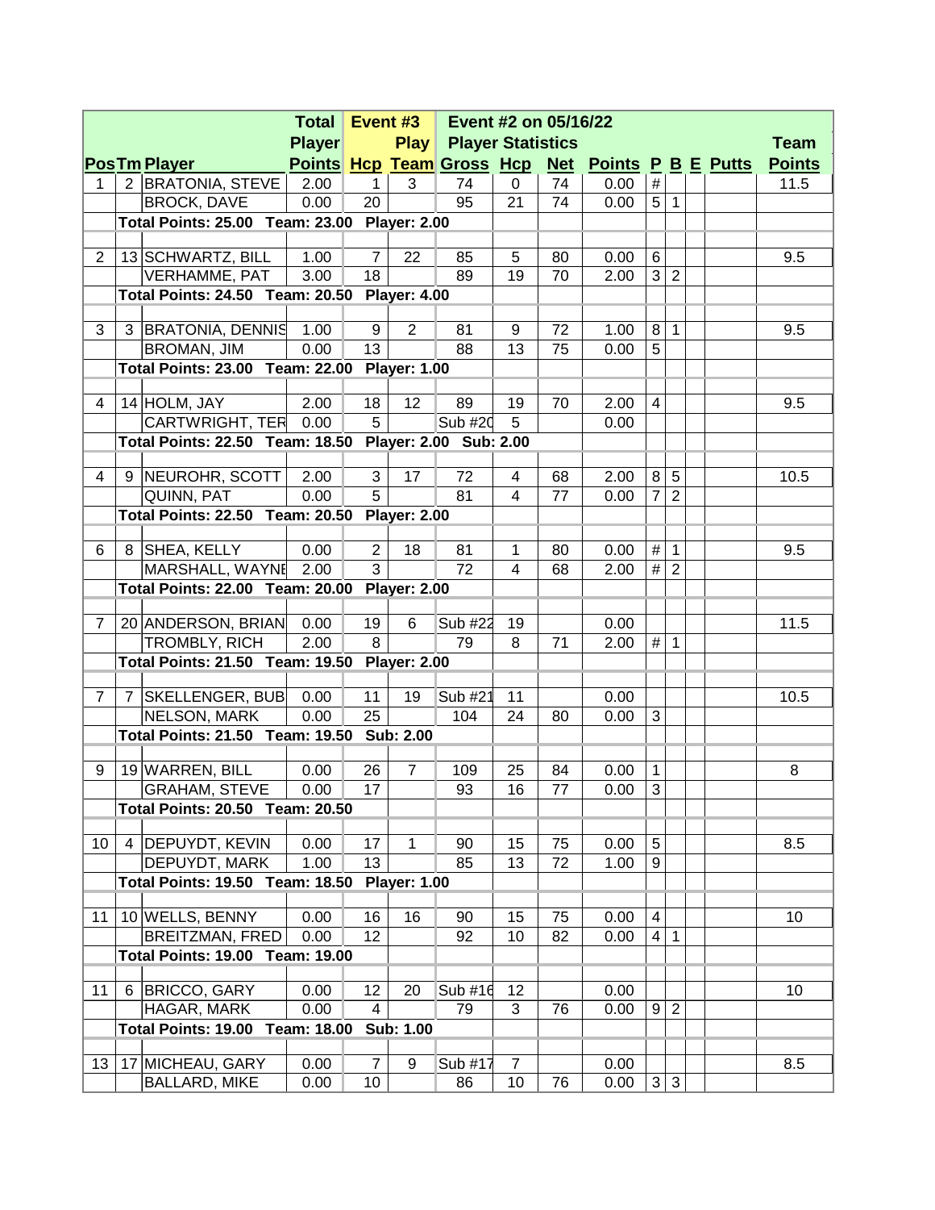| Pos | Tm | Player | Total Player Points | Event #3 Hcp | Play Team | Event #2 on 05/16/22 Player Statistics Gross | Hcp | Net | Points | P | B | E | Putts | Team Points |
|---|---|---|---|---|---|---|---|---|---|---|---|---|---|---|
| 1 | 2 | BRATONIA, STEVE | 2.00 | 1 | 3 | 74 | 0 | 74 | 0.00 | # | | | | 11.5 |
| | | BROCK, DAVE | 0.00 | 20 | | 95 | 21 | 74 | 0.00 | 5 | 1 | | | |
| | Total Points: 25.00 Team: 23.00 Player: 2.00 | | | | | | | | | | | | | |
| 2 | 13 | SCHWARTZ, BILL | 1.00 | 7 | 22 | 85 | 5 | 80 | 0.00 | 6 | | | | 9.5 |
| | | VERHAMME, PAT | 3.00 | 18 | | 89 | 19 | 70 | 2.00 | 3 | 2 | | | |
| | Total Points: 24.50 Team: 20.50 Player: 4.00 | | | | | | | | | | | | | |
| 3 | 3 | BRATONIA, DENNIS | 1.00 | 9 | 2 | 81 | 9 | 72 | 1.00 | 8 | 1 | | | 9.5 |
| | | BROMAN, JIM | 0.00 | 13 | | 88 | 13 | 75 | 0.00 | 5 | | | | |
| | Total Points: 23.00 Team: 22.00 Player: 1.00 | | | | | | | | | | | | | |
| 4 | 14 | HOLM, JAY | 2.00 | 18 | 12 | 89 | 19 | 70 | 2.00 | 4 | | | | 9.5 |
| | | CARTWRIGHT, TER | 0.00 | 5 | | Sub #20 | 5 | | 0.00 | | | | | |
| | Total Points: 22.50 Team: 18.50 Player: 2.00 Sub: 2.00 | | | | | | | | | | | | | |
| 4 | 9 | NEUROHR, SCOTT | 2.00 | 3 | 17 | 72 | 4 | 68 | 2.00 | 8 | 5 | | | 10.5 |
| | | QUINN, PAT | 0.00 | 5 | | 81 | 4 | 77 | 0.00 | 7 | 2 | | | |
| | Total Points: 22.50 Team: 20.50 Player: 2.00 | | | | | | | | | | | | | |
| 6 | 8 | SHEA, KELLY | 0.00 | 2 | 18 | 81 | 1 | 80 | 0.00 | # | 1 | | | 9.5 |
| | | MARSHALL, WAYNE | 2.00 | 3 | | 72 | 4 | 68 | 2.00 | # | 2 | | | |
| | Total Points: 22.00 Team: 20.00 Player: 2.00 | | | | | | | | | | | | | |
| 7 | 20 | ANDERSON, BRIAN | 0.00 | 19 | 6 | Sub #22 | 19 | | 0.00 | | | | | 11.5 |
| | | TROMBLY, RICH | 2.00 | 8 | | 79 | 8 | 71 | 2.00 | # | 1 | | | |
| | Total Points: 21.50 Team: 19.50 Player: 2.00 | | | | | | | | | | | | | |
| 7 | 7 | SKELLENGER, BUB | 0.00 | 11 | 19 | Sub #21 | 11 | | 0.00 | | | | | 10.5 |
| | | NELSON, MARK | 0.00 | 25 | | 104 | 24 | 80 | 0.00 | 3 | | | | |
| | Total Points: 21.50 Team: 19.50 Sub: 2.00 | | | | | | | | | | | | | |
| 9 | 19 | WARREN, BILL | 0.00 | 26 | 7 | 109 | 25 | 84 | 0.00 | 1 | | | | 8 |
| | | GRAHAM, STEVE | 0.00 | 17 | | 93 | 16 | 77 | 0.00 | 3 | | | | |
| | Total Points: 20.50 Team: 20.50 | | | | | | | | | | | | | |
| 10 | 4 | DEPUYDT, KEVIN | 0.00 | 17 | 1 | 90 | 15 | 75 | 0.00 | 5 | | | | 8.5 |
| | | DEPUYDT, MARK | 1.00 | 13 | | 85 | 13 | 72 | 1.00 | 9 | | | | |
| | Total Points: 19.50 Team: 18.50 Player: 1.00 | | | | | | | | | | | | | |
| 11 | 10 | WELLS, BENNY | 0.00 | 16 | 16 | 90 | 15 | 75 | 0.00 | 4 | | | | 10 |
| | | BREITZMAN, FRED | 0.00 | 12 | | 92 | 10 | 82 | 0.00 | 4 | 1 | | | |
| | Total Points: 19.00 Team: 19.00 | | | | | | | | | | | | | |
| 11 | 6 | BRICCO, GARY | 0.00 | 12 | 20 | Sub #16 | 12 | | 0.00 | | | | | 10 |
| | | HAGAR, MARK | 0.00 | 4 | | 79 | 3 | 76 | 0.00 | 9 | 2 | | | |
| | Total Points: 19.00 Team: 18.00 Sub: 1.00 | | | | | | | | | | | | | |
| 13 | 17 | MICHEAU, GARY | 0.00 | 7 | 9 | Sub #17 | 7 | | 0.00 | | | | | 8.5 |
| | | BALLARD, MIKE | 0.00 | 10 | | 86 | 10 | 76 | 0.00 | 3 | 3 | | | |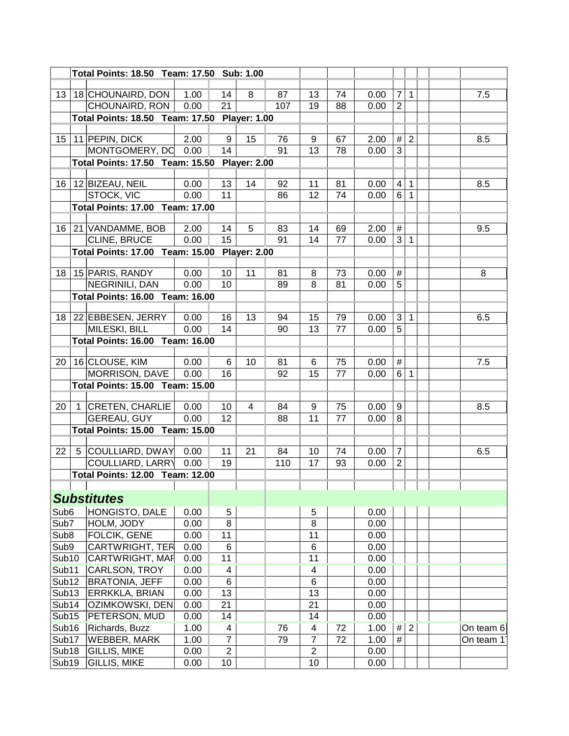| | | | | | | | | | | | | | | |
|---|---|---|---|---|---|---|---|---|---|---|---|---|---|---|
| | **Total Points: 18.50 Team: 17.50 Sub: 1.00** | | | | | | | | | | | | | |
| | | | | | | | | | | | | | | |
| 13 | 18 | CHOUNAIRD, DON | 1.00 | 14 | 8 | 87 | 13 | 74 | 0.00 | 7 | 1 | | | 7.5 |
| | | CHOUNAIRD, RON | 0.00 | 21 | | 107 | 19 | 88 | 0.00 | 2 | | | | |
| | **Total Points: 18.50 Team: 17.50 Player: 1.00** | | | | | | | | | | | | | |
| | | | | | | | | | | | | | | |
| 15 | 11 | PEPIN, DICK | 2.00 | 9 | 15 | 76 | 9 | 67 | 2.00 | # | 2 | | | 8.5 |
| | | MONTGOMERY, DC | 0.00 | 14 | | 91 | 13 | 78 | 0.00 | 3 | | | | |
| | **Total Points: 17.50 Team: 15.50 Player: 2.00** | | | | | | | | | | | | | |
| | | | | | | | | | | | | | | |
| 16 | 12 | BIZEAU, NEIL | 0.00 | 13 | 14 | 92 | 11 | 81 | 0.00 | 4 | 1 | | | 8.5 |
| | | STOCK, VIC | 0.00 | 11 | | 86 | 12 | 74 | 0.00 | 6 | 1 | | | |
| | **Total Points: 17.00 Team: 17.00** | | | | | | | | | | | | | |
| | | | | | | | | | | | | | | |
| 16 | 21 | VANDAMME, BOB | 2.00 | 14 | 5 | 83 | 14 | 69 | 2.00 | # | | | | 9.5 |
| | | CLINE, BRUCE | 0.00 | 15 | | 91 | 14 | 77 | 0.00 | 3 | 1 | | | |
| | **Total Points: 17.00 Team: 15.00 Player: 2.00** | | | | | | | | | | | | | |
| | | | | | | | | | | | | | | |
| 18 | 15 | PARIS, RANDY | 0.00 | 10 | 11 | 81 | 8 | 73 | 0.00 | # | | | | 8 |
| | | NEGRINILI, DAN | 0.00 | 10 | | 89 | 8 | 81 | 0.00 | 5 | | | | |
| | **Total Points: 16.00 Team: 16.00** | | | | | | | | | | | | | |
| | | | | | | | | | | | | | | |
| 18 | 22 | EBBESEN, JERRY | 0.00 | 16 | 13 | 94 | 15 | 79 | 0.00 | 3 | 1 | | | 6.5 |
| | | MILESKI, BILL | 0.00 | 14 | | 90 | 13 | 77 | 0.00 | 5 | | | | |
| | **Total Points: 16.00 Team: 16.00** | | | | | | | | | | | | | |
| | | | | | | | | | | | | | | |
| 20 | 16 | CLOUSE, KIM | 0.00 | 6 | 10 | 81 | 6 | 75 | 0.00 | # | | | | 7.5 |
| | | MORRISON, DAVE | 0.00 | 16 | | 92 | 15 | 77 | 0.00 | 6 | 1 | | | |
| | **Total Points: 15.00 Team: 15.00** | | | | | | | | | | | | | |
| | | | | | | | | | | | | | | |
| 20 | 1 | CRETEN, CHARLIE | 0.00 | 10 | 4 | 84 | 9 | 75 | 0.00 | 9 | | | | 8.5 |
| | | GEREAU, GUY | 0.00 | 12 | | 88 | 11 | 77 | 0.00 | 8 | | | | |
| | **Total Points: 15.00 Team: 15.00** | | | | | | | | | | | | | |
| | | | | | | | | | | | | | | |
| 22 | 5 | COULLIARD, DWAY | 0.00 | 11 | 21 | 84 | 10 | 74 | 0.00 | 7 | | | | 6.5 |
| | | COULLIARD, LARRY | 0.00 | 19 | | 110 | 17 | 93 | 0.00 | 2 | | | | |
| | **Total Points: 12.00 Team: 12.00** | | | | | | | | | | | | | |
| | | | | | | | | | | | | | | |
| ***Substitutes*** | | | | | | | | | | | | | | |
| Sub6 | | HONGISTO, DALE | 0.00 | 5 | | | 5 | | 0.00 | | | | | |
| Sub7 | | HOLM, JODY | 0.00 | 8 | | | 8 | | 0.00 | | | | | |
| Sub8 | | FOLCIK, GENE | 0.00 | 11 | | | 11 | | 0.00 | | | | | |
| Sub9 | | CARTWRIGHT, TER | 0.00 | 6 | | | 6 | | 0.00 | | | | | |
| Sub10 | | CARTWRIGHT, MAF | 0.00 | 11 | | | 11 | | 0.00 | | | | | |
| Sub11 | | CARLSON, TROY | 0.00 | 4 | | | 4 | | 0.00 | | | | | |
| Sub12 | | BRATONIA, JEFF | 0.00 | 6 | | | 6 | | 0.00 | | | | | |
| Sub13 | | ERRKKLA, BRIAN | 0.00 | 13 | | | 13 | | 0.00 | | | | | |
| Sub14 | | OZIMKOWSKI, DEN | 0.00 | 21 | | | 21 | | 0.00 | | | | | |
| Sub15 | | PETERSON, MUD | 0.00 | 14 | | | 14 | | 0.00 | | | | | |
| Sub16 | | Richards, Buzz | 1.00 | 4 | | 76 | 4 | 72 | 1.00 | # | 2 | | | On team 6 |
| Sub17 | | WEBBER, MARK | 1.00 | 7 | | 79 | 7 | 72 | 1.00 | # | | | | On team 1 |
| Sub18 | | GILLIS, MIKE | 0.00 | 2 | | | 2 | | 0.00 | | | | | |
| Sub19 | | GILLIS, MIKE | 0.00 | 10 | | | 10 | | 0.00 | | | | | |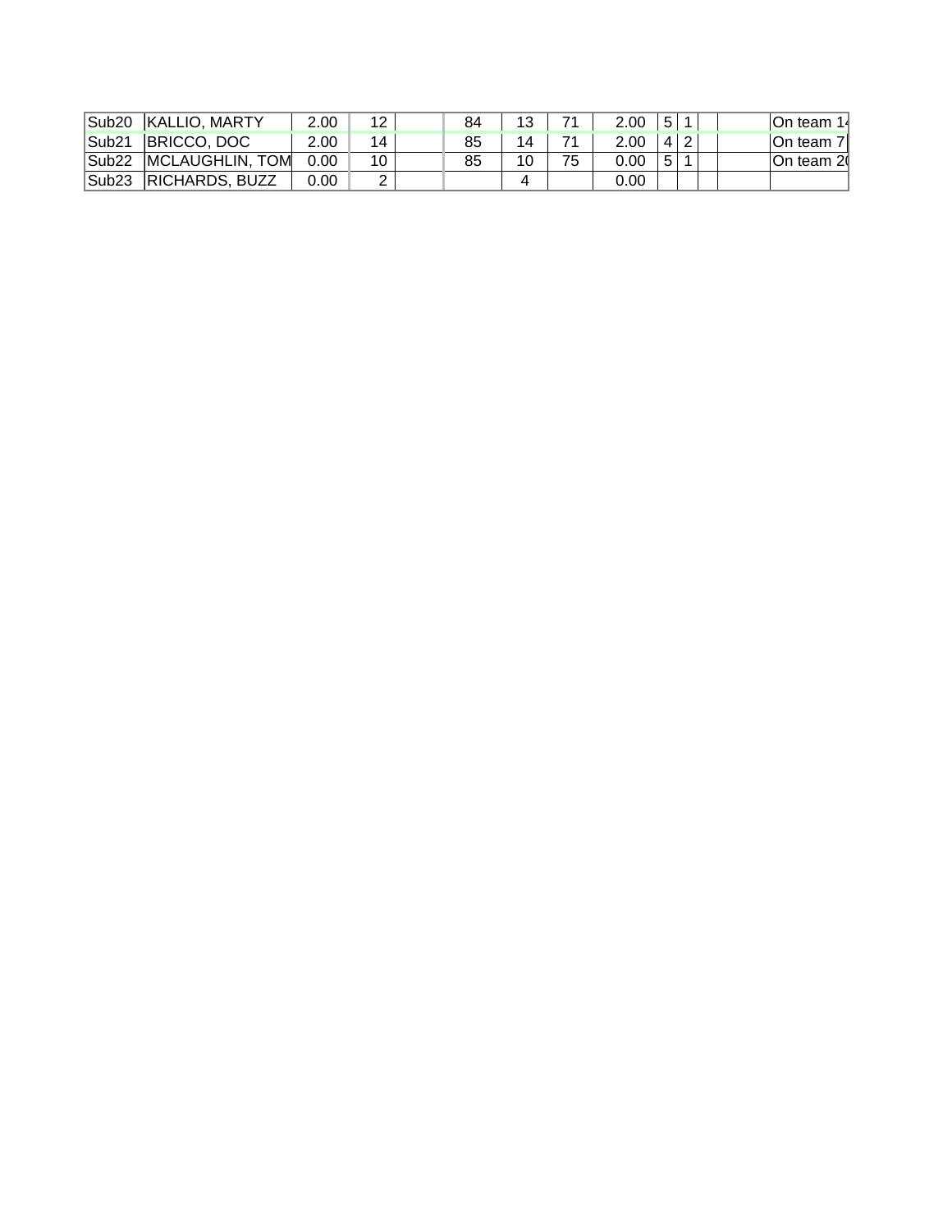| Sub20 | KALLIO, MARTY | 2.00 | 12 | | 84 | 13 | 71 | 2.00 | 5 | 1 | | | On team 14 |
|---|---|---|---|---|---|---|---|---|---|---|---|---|---|
| Sub21 | BRICCO, DOC | 2.00 | 14 | | 85 | 14 | 71 | 2.00 | 4 | 2 | | | On team 7 |
| Sub22 | MCLAUGHLIN, TOM | 0.00 | 10 | | 85 | 10 | 75 | 0.00 | 5 | 1 | | | On team 20 |
| Sub23 | RICHARDS, BUZZ | 0.00 | 2 | | | 4 | | 0.00 | | | | | |